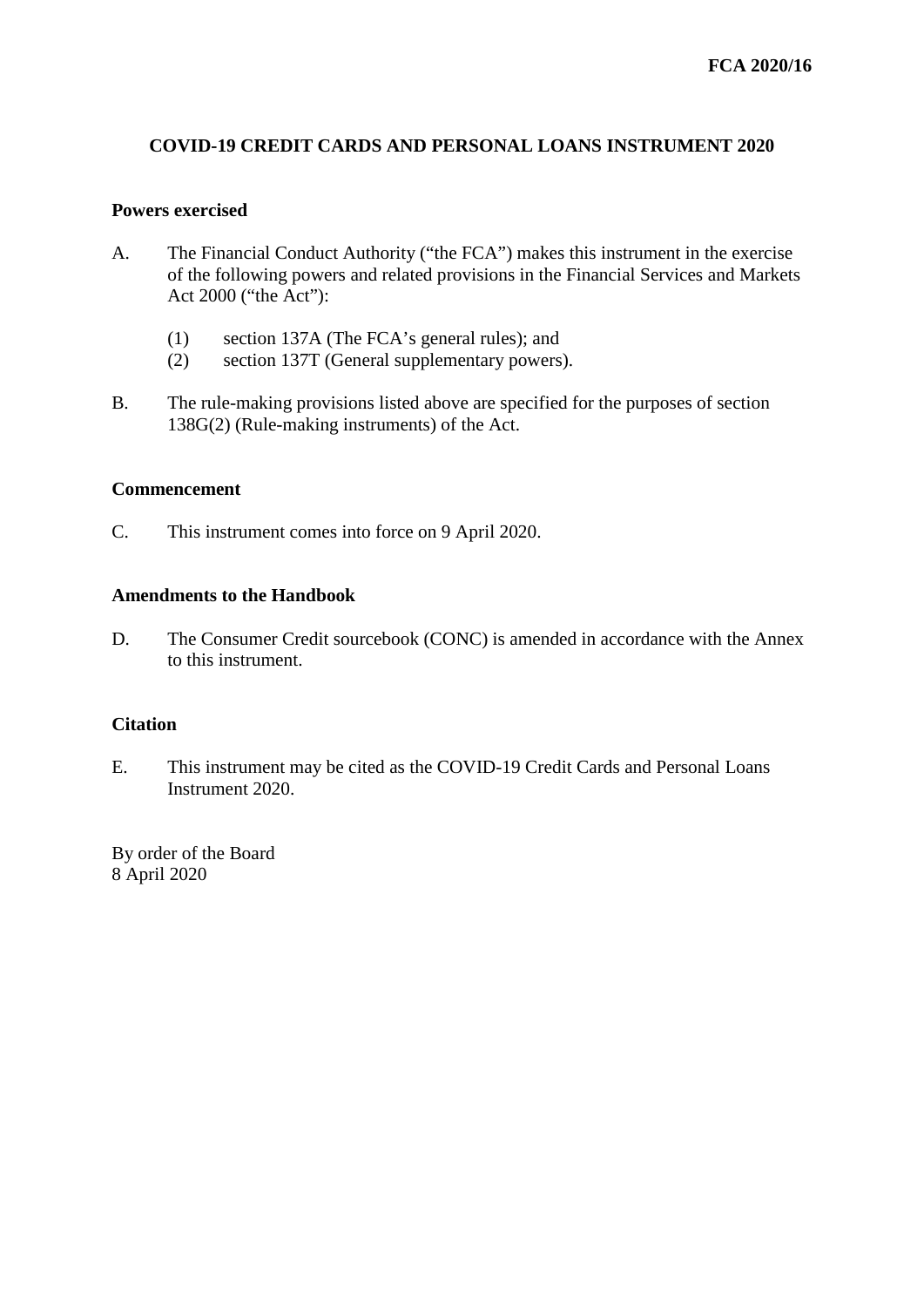**FCA 2020/16**

# COVID-19 CREDIT CARDS AND PERSONAL LOANS INSTRUMENT 2020

## Powers exercised

A. The Financial Conduct Authority ("the FCA") makes this instrument in the exercise of the following powers and related provisions in the Financial Services and Markets Act 2000 ("the Act"):

   (1) section 137A (The FCA's general rules); and
   (2) section 137T (General supplementary powers).

B. The rule-making provisions listed above are specified for the purposes of section 138G(2) (Rule-making instruments) of the Act.

## Commencement

C. This instrument comes into force on 9 April 2020.

## Amendments to the Handbook

D. The Consumer Credit sourcebook (CONC) is amended in accordance with the Annex to this instrument.

## Citation

E. This instrument may be cited as the COVID-19 Credit Cards and Personal Loans Instrument 2020.

By order of the Board
8 April 2020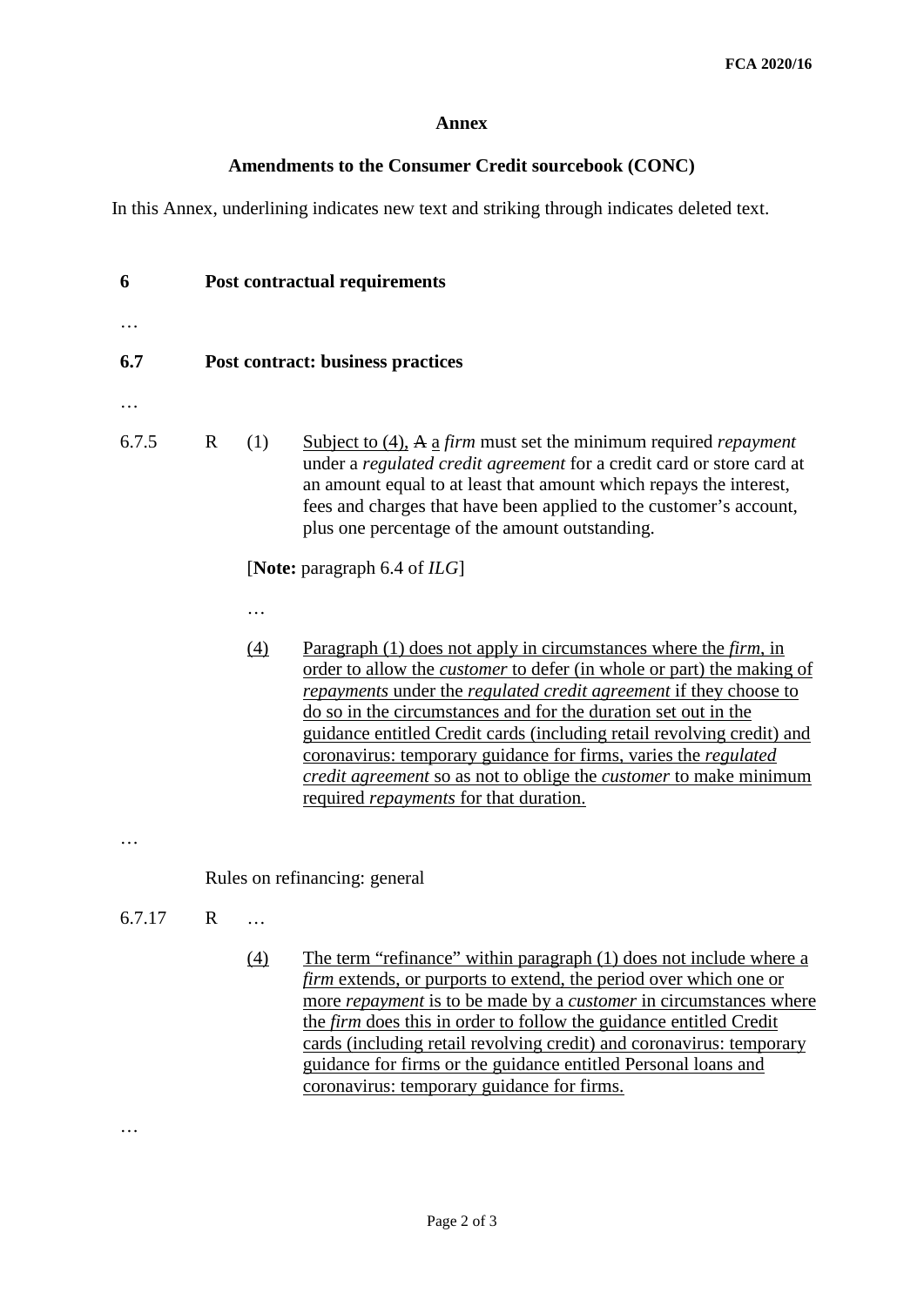**Annex**

**Amendments to the Consumer Credit sourcebook (CONC)**

In this Annex, underlining indicates new text and striking through indicates deleted text.

**6 Post contractual requirements**

…

**6.7 Post contract: business practices**

…

6.7.5 R (1) <u>Subject to (4),</u> ~~A~~ <u>a</u> *firm* must set the minimum required *repayment* under a *regulated credit agreement* for a credit card or store card at an amount equal to at least that amount which repays the interest, fees and charges that have been applied to the customer's account, plus one percentage of the amount outstanding.

[**Note:** paragraph 6.4 of *ILG*]

…

<u>(4) Paragraph (1) does not apply in circumstances where the *firm*, in order to allow the *customer* to defer (in whole or part) the making of *repayments* under the *regulated credit agreement* if they choose to do so in the circumstances and for the duration set out in the guidance entitled Credit cards (including retail revolving credit) and coronavirus: temporary guidance for firms, varies the *regulated credit agreement* so as not to oblige the *customer* to make minimum required *repayments* for that duration.</u>

…

Rules on refinancing: general

6.7.17 R …

<u>(4) The term "refinance" within paragraph (1) does not include where a *firm* extends, or purports to extend, the period over which one or more *repayment* is to be made by a *customer* in circumstances where the *firm* does this in order to follow the guidance entitled Credit cards (including retail revolving credit) and coronavirus: temporary guidance for firms or the guidance entitled Personal loans and coronavirus: temporary guidance for firms.</u>

…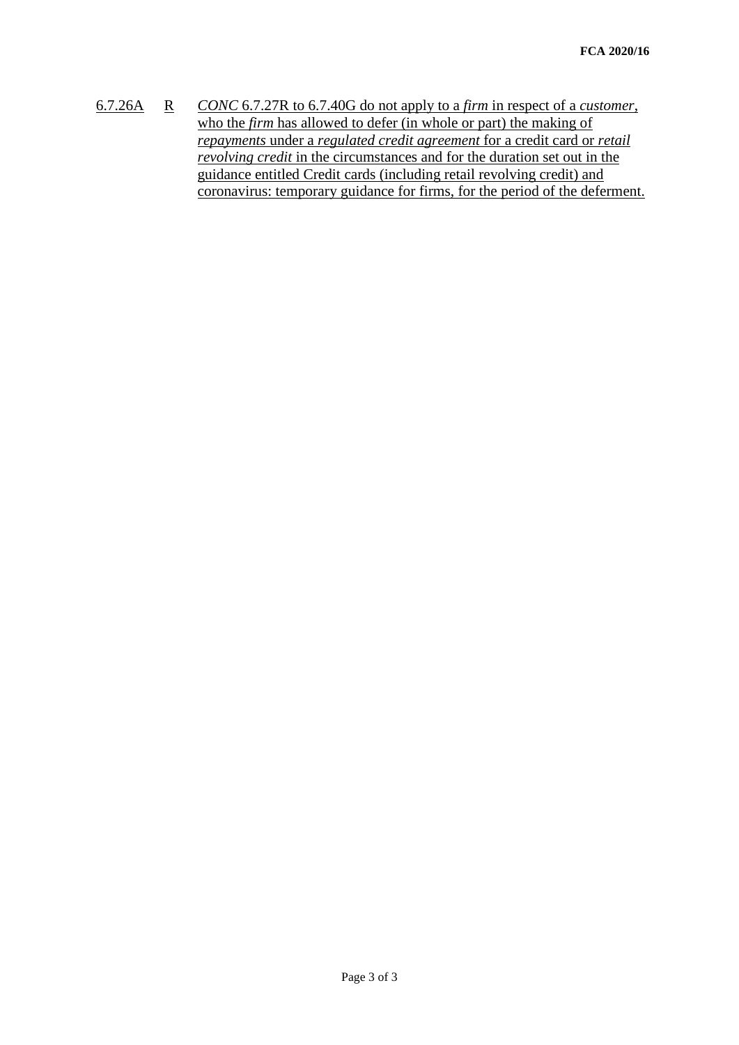6.7.26A R *CONC* 6.7.27R to 6.7.40G do not apply to a *firm* in respect of a *customer*, who the *firm* has allowed to defer (in whole or part) the making of *repayments* under a *regulated credit agreement* for a credit card or *retail revolving credit* in the circumstances and for the duration set out in the guidance entitled Credit cards (including retail revolving credit) and coronavirus: temporary guidance for firms, for the period of the deferment.